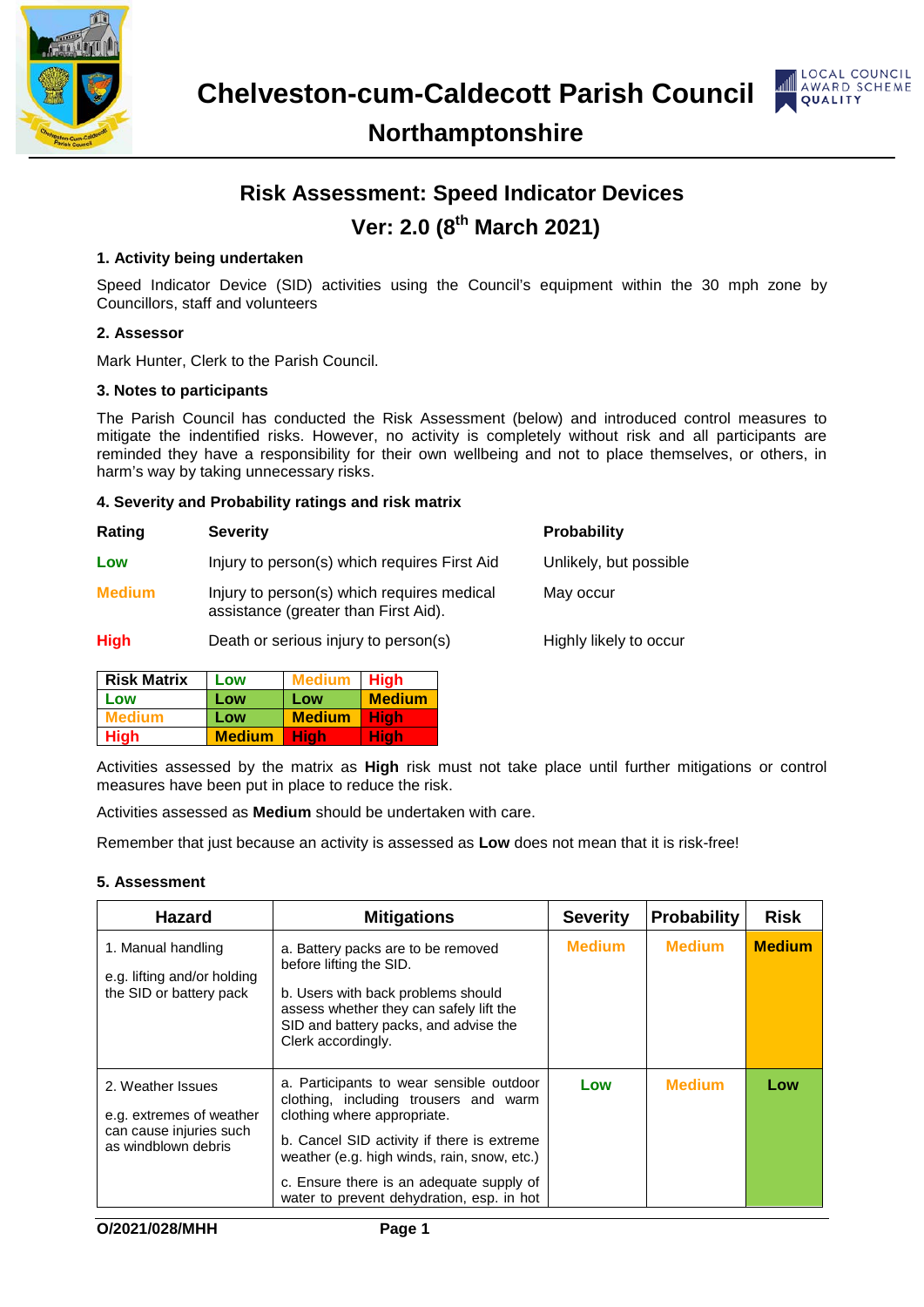# Chelveston-cum-Caldecott Parish Council

## Northamptonshire

## Risk Assessment: Speed Indicator Devices

## Ver: 2.0 (8th March 2021)

**1. Activity being undertaken**

Speed Indicator Device (SID) activities using the Council's equipment within the 30 mph zone by Councillors, staff and volunteers

**2. Assessor**

Mark Hunter, Clerk to the Parish Council.

**3. Notes to participants**

The Parish Council has conducted the Risk Assessment (below) and introduced control measures to mitigate the indentified risks. However, no activity is completely without risk and all participants are reminded they have a responsibility for their own wellbeing and not to place themselves, or others, in harm's way by taking unnecessary risks.

**4. Severity and Probability ratings and risk matrix**

| Rating | Severity | Probability |
|---|---|---|
| Low | Injury to person(s) which requires First Aid | Unlikely, but possible |
| Medium | Injury to person(s) which requires medical assistance (greater than First Aid). | May occur |
| High | Death or serious injury to person(s) | Highly likely to occur |

| Risk Matrix | Low | Medium | High |
|---|---|---|---|
| Low | Low | Low | Medium |
| Medium | Low | Medium | High |
| High | Medium | High | High |

Activities assessed by the matrix as **High** risk must not take place until further mitigations or control measures have been put in place to reduce the risk.

Activities assessed as **Medium** should be undertaken with care.

Remember that just because an activity is assessed as **Low** does not mean that it is risk-free!

**5. Assessment**

| Hazard | Mitigations | Severity | Probability | Risk |
|---|---|---|---|---|
| 1. Manual handling<br><br>e.g. lifting and/or holding the SID or battery pack | a. Battery packs are to be removed before lifting the SID.<br><br>b. Users with back problems should assess whether they can safely lift the SID and battery packs, and advise the Clerk accordingly. | Medium | Medium | Medium |
| 2. Weather Issues<br><br>e.g. extremes of weather can cause injuries such as windblown debris | a. Participants to wear sensible outdoor clothing, including trousers and warm clothing where appropriate.<br><br>b. Cancel SID activity if there is extreme weather (e.g. high winds, rain, snow, etc.)<br><br>c. Ensure there is an adequate supply of water to prevent dehydration, esp. in hot | Low | Medium | Low |

O/2021/028/MHH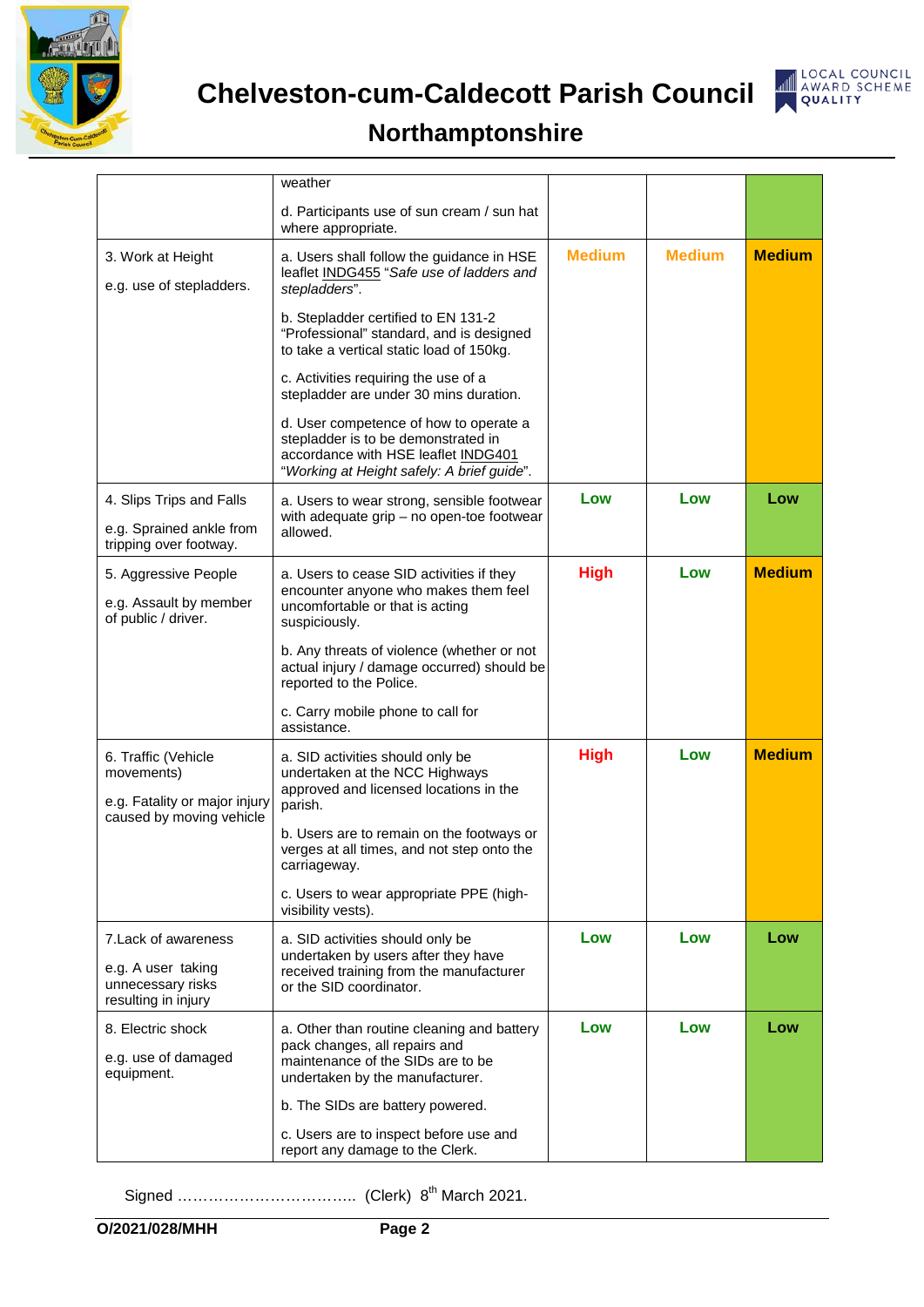| | | | | |
|---|---|---|---|---|
| | weather<br><br>d. Participants use of sun cream / sun hat where appropriate. | | | |
| 3. Work at Height<br><br>e.g. use of stepladders. | a. Users shall follow the guidance in HSE leaflet INDG455 "*Safe use of ladders and stepladders*".<br><br>b. Stepladder certified to EN 131-2 "Professional" standard, and is designed to take a vertical static load of 150kg.<br><br>c. Activities requiring the use of a stepladder are under 30 mins duration.<br><br>d. User competence of how to operate a stepladder is to be demonstrated in accordance with HSE leaflet INDG401 "*Working at Height safely: A brief guide*". | Medium | Medium | **Medium** |
| 4. Slips Trips and Falls<br><br>e.g. Sprained ankle from tripping over footway. | a. Users to wear strong, sensible footwear with adequate grip – no open-toe footwear allowed. | Low | Low | **Low** |
| 5. Aggressive People<br><br>e.g. Assault by member of public / driver. | a. Users to cease SID activities if they encounter anyone who makes them feel uncomfortable or that is acting suspiciously.<br><br>b. Any threats of violence (whether or not actual injury / damage occurred) should be reported to the Police.<br><br>c. Carry mobile phone to call for assistance. | High | Low | **Medium** |
| 6. Traffic (Vehicle movements)<br><br>e.g. Fatality or major injury caused by moving vehicle | a. SID activities should only be undertaken at the NCC Highways approved and licensed locations in the parish.<br><br>b. Users are to remain on the footways or verges at all times, and not step onto the carriageway.<br><br>c. Users to wear appropriate PPE (high-visibility vests). | High | Low | **Medium** |
| 7.Lack of awareness<br><br>e.g. A user taking unnecessary risks resulting in injury | a. SID activities should only be undertaken by users after they have received training from the manufacturer or the SID coordinator. | Low | Low | **Low** |
| 8. Electric shock<br><br>e.g. use of damaged equipment. | a. Other than routine cleaning and battery pack changes, all repairs and maintenance of the SIDs are to be undertaken by the manufacturer.<br><br>b. The SIDs are battery powered.<br><br>c. Users are to inspect before use and report any damage to the Clerk. | Low | Low | **Low** |

Signed ……………………………… (Clerk) 8th March 2021.

**O/2021/028/MHH**